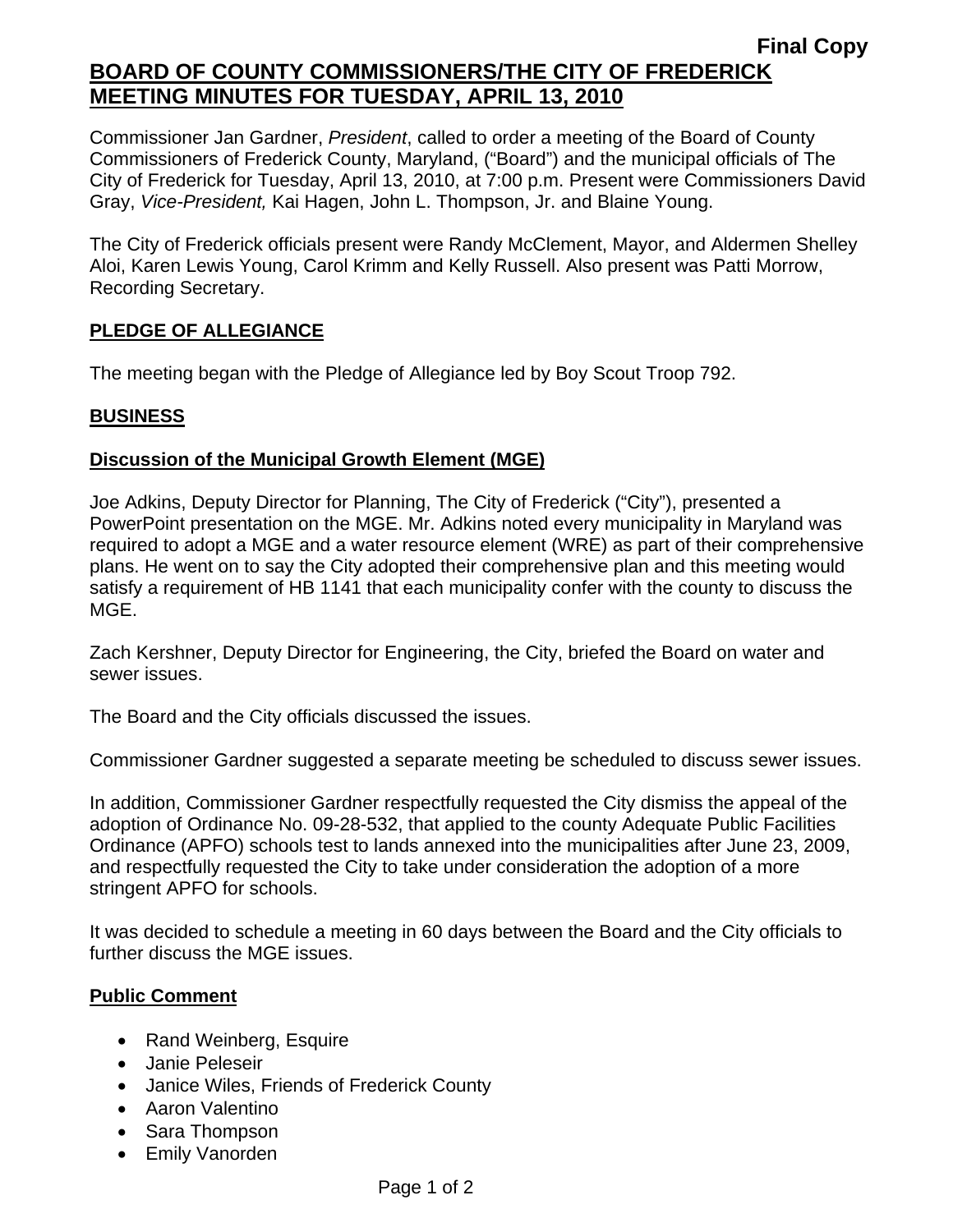**Final Copy**

# BOARD OF COUNTY COMMISSIONERS/THE CITY OF FREDERICK MEETING MINUTES FOR TUESDAY, APRIL 13, 2010

Commissioner Jan Gardner, *President*, called to order a meeting of the Board of County Commissioners of Frederick County, Maryland, ("Board") and the municipal officials of The City of Frederick for Tuesday, April 13, 2010, at 7:00 p.m. Present were Commissioners David Gray, *Vice-President,* Kai Hagen, John L. Thompson, Jr. and Blaine Young.

The City of Frederick officials present were Randy McClement, Mayor, and Aldermen Shelley Aloi, Karen Lewis Young, Carol Krimm and Kelly Russell. Also present was Patti Morrow, Recording Secretary.

## PLEDGE OF ALLEGIANCE

The meeting began with the Pledge of Allegiance led by Boy Scout Troop 792.

## BUSINESS

### Discussion of the Municipal Growth Element (MGE)

Joe Adkins, Deputy Director for Planning, The City of Frederick ("City"), presented a PowerPoint presentation on the MGE. Mr. Adkins noted every municipality in Maryland was required to adopt a MGE and a water resource element (WRE) as part of their comprehensive plans. He went on to say the City adopted their comprehensive plan and this meeting would satisfy a requirement of HB 1141 that each municipality confer with the county to discuss the MGE.

Zach Kershner, Deputy Director for Engineering, the City, briefed the Board on water and sewer issues.

The Board and the City officials discussed the issues.

Commissioner Gardner suggested a separate meeting be scheduled to discuss sewer issues.

In addition, Commissioner Gardner respectfully requested the City dismiss the appeal of the adoption of Ordinance No. 09-28-532, that applied to the county Adequate Public Facilities Ordinance (APFO) schools test to lands annexed into the municipalities after June 23, 2009, and respectfully requested the City to take under consideration the adoption of a more stringent APFO for schools.

It was decided to schedule a meeting in 60 days between the Board and the City officials to further discuss the MGE issues.

### Public Comment

- Rand Weinberg, Esquire
- Janie Peleseir
- Janice Wiles, Friends of Frederick County
- Aaron Valentino
- Sara Thompson
- Emily Vanorden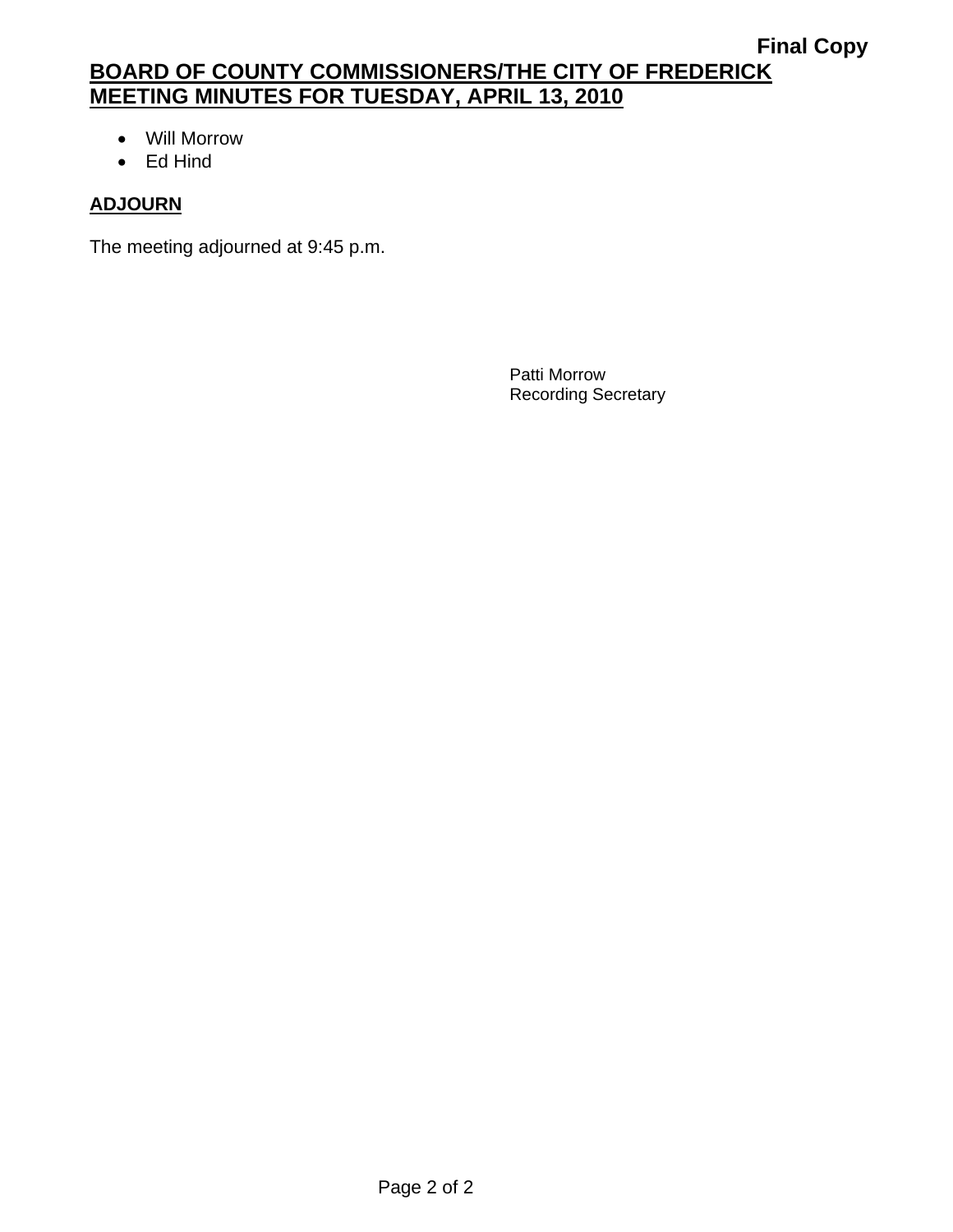- Will Morrow
- Ed Hind

**ADJOURN**

The meeting adjourned at 9:45 p.m.

Patti Morrow
Recording Secretary